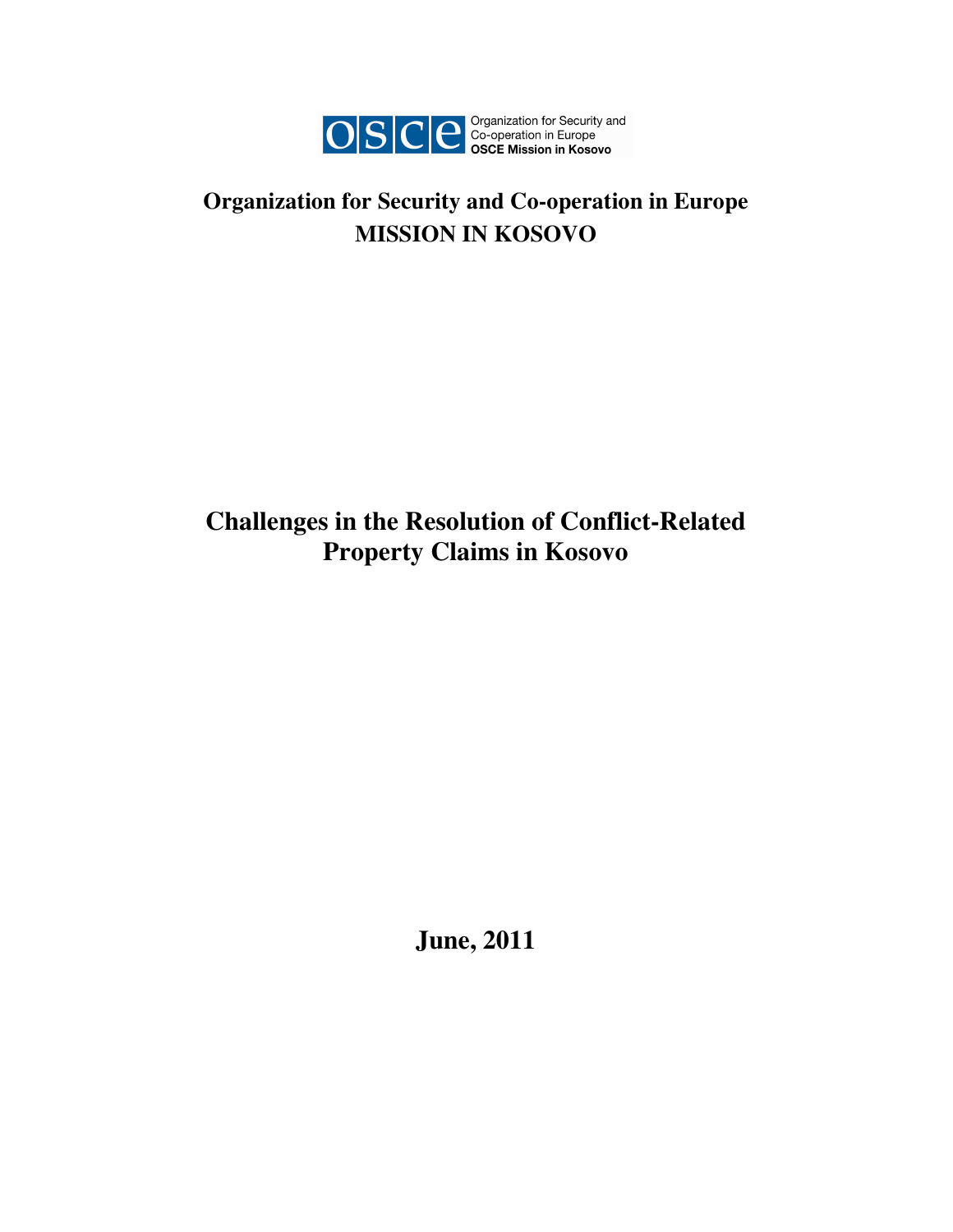OSCE Organization for Security and Co-operation in Europe
**OSCE Mission in Kosovo**

# Organization for Security and Co-operation in Europe
# MISSION IN KOSOVO

# Challenges in the Resolution of Conflict-Related Property Claims in Kosovo

## June, 2011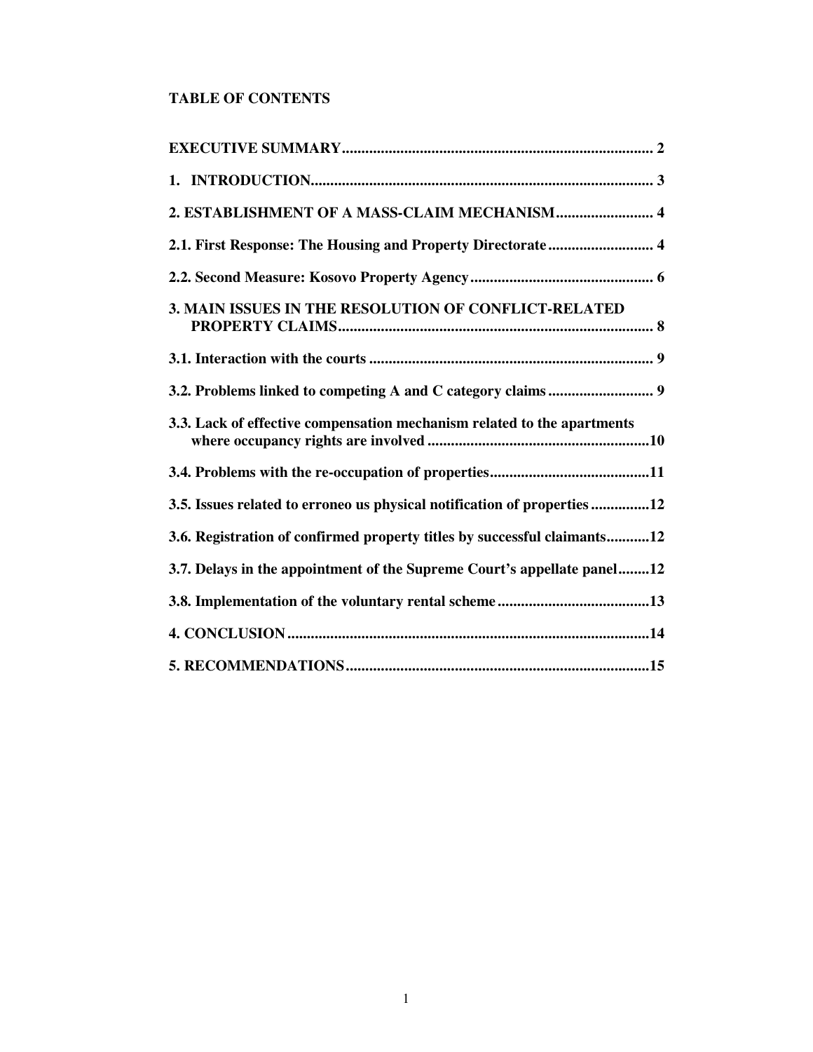**TABLE OF CONTENTS**

**EXECUTIVE SUMMARY** ............................................................................... 2

**1. INTRODUCTION** ....................................................................................... 3

**2. ESTABLISHMENT OF A MASS-CLAIM MECHANISM** ......................... 4

**2.1. First Response: The Housing and Property Directorate** ........................... 4

**2.2. Second Measure: Kosovo Property Agency** .............................................. 6

**3. MAIN ISSUES IN THE RESOLUTION OF CONFLICT-RELATED PROPERTY CLAIMS** ................................................................................ 8

**3.1. Interaction with the courts** ......................................................................... 9

**3.2. Problems linked to competing A and C category claims** ........................... 9

**3.3. Lack of effective compensation mechanism related to the apartments where occupancy rights are involved** .........................................................10

**3.4. Problems with the re-occupation of properties** .........................................11

**3.5. Issues related to erroneo us physical notification of properties** ...............12

**3.6. Registration of confirmed property titles by successful claimants** ...........12

**3.7. Delays in the appointment of the Supreme Court's appellate panel** ........12

**3.8. Implementation of the voluntary rental scheme** .......................................13

**4. CONCLUSION** .............................................................................................14

**5. RECOMMENDATIONS** ..............................................................................15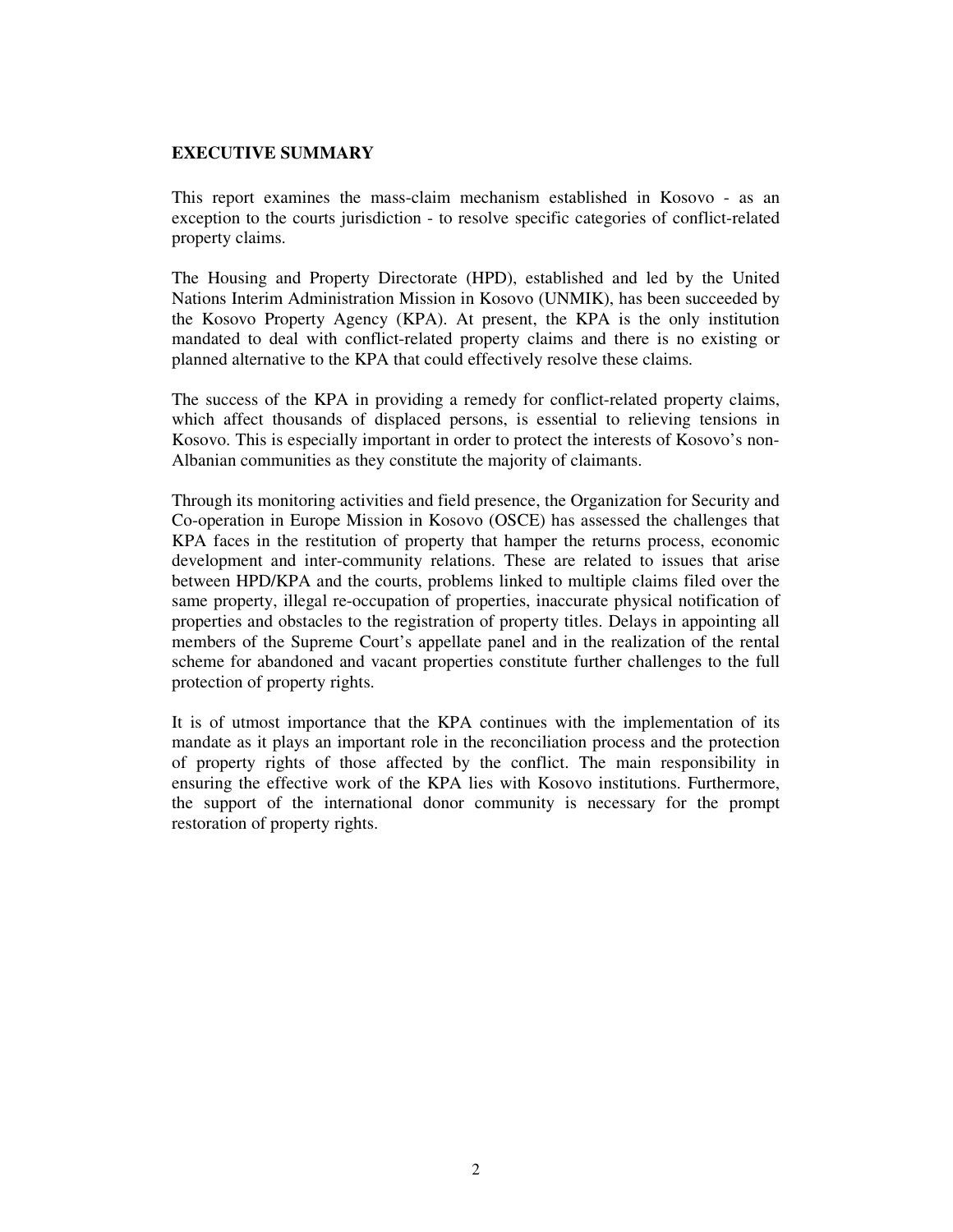## EXECUTIVE SUMMARY

This report examines the mass-claim mechanism established in Kosovo - as an exception to the courts jurisdiction - to resolve specific categories of conflict-related property claims.

The Housing and Property Directorate (HPD), established and led by the United Nations Interim Administration Mission in Kosovo (UNMIK), has been succeeded by the Kosovo Property Agency (KPA). At present, the KPA is the only institution mandated to deal with conflict-related property claims and there is no existing or planned alternative to the KPA that could effectively resolve these claims.

The success of the KPA in providing a remedy for conflict-related property claims, which affect thousands of displaced persons, is essential to relieving tensions in Kosovo. This is especially important in order to protect the interests of Kosovo's non-Albanian communities as they constitute the majority of claimants.

Through its monitoring activities and field presence, the Organization for Security and Co-operation in Europe Mission in Kosovo (OSCE) has assessed the challenges that KPA faces in the restitution of property that hamper the returns process, economic development and inter-community relations. These are related to issues that arise between HPD/KPA and the courts, problems linked to multiple claims filed over the same property, illegal re-occupation of properties, inaccurate physical notification of properties and obstacles to the registration of property titles. Delays in appointing all members of the Supreme Court's appellate panel and in the realization of the rental scheme for abandoned and vacant properties constitute further challenges to the full protection of property rights.

It is of utmost importance that the KPA continues with the implementation of its mandate as it plays an important role in the reconciliation process and the protection of property rights of those affected by the conflict. The main responsibility in ensuring the effective work of the KPA lies with Kosovo institutions. Furthermore, the support of the international donor community is necessary for the prompt restoration of property rights.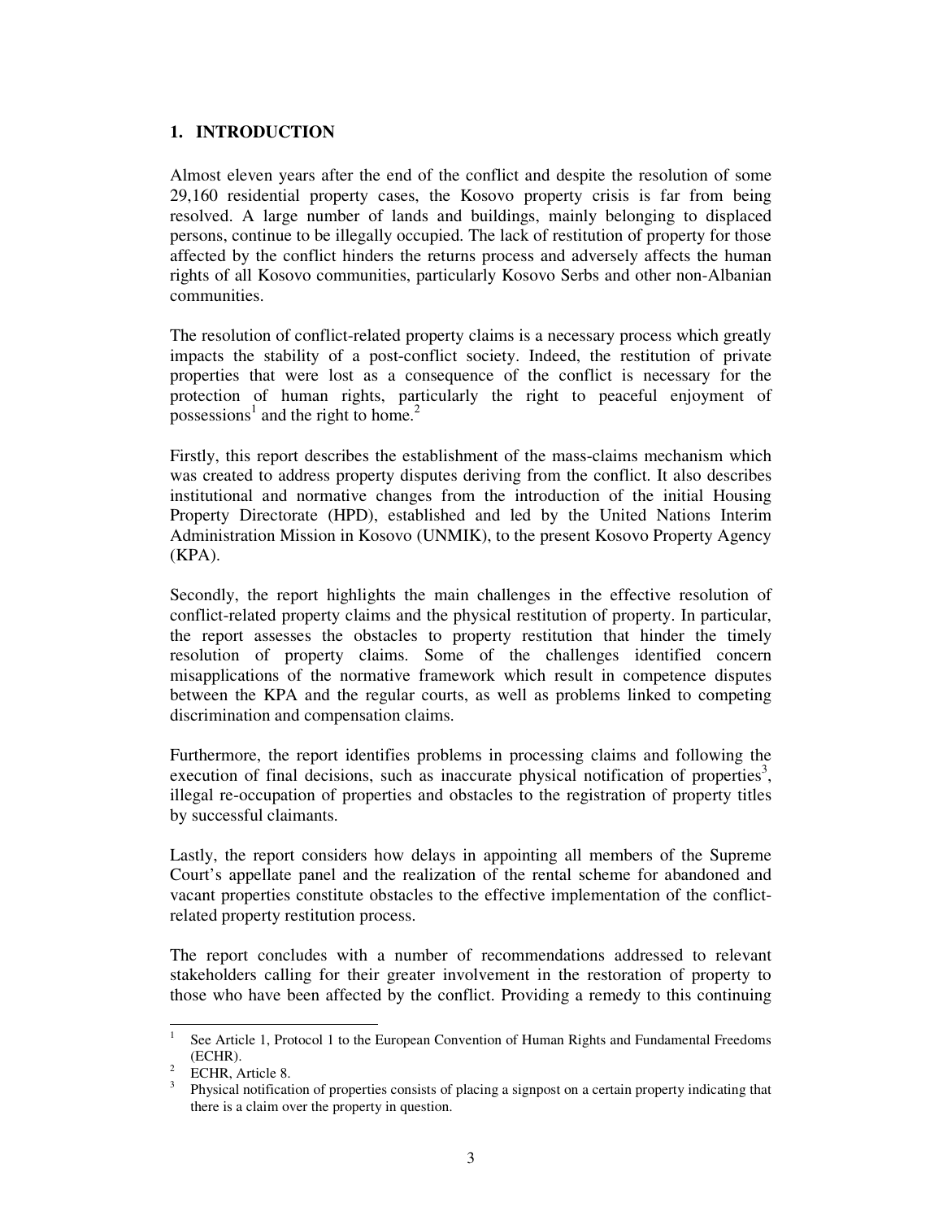## 1. INTRODUCTION

Almost eleven years after the end of the conflict and despite the resolution of some 29,160 residential property cases, the Kosovo property crisis is far from being resolved. A large number of lands and buildings, mainly belonging to displaced persons, continue to be illegally occupied. The lack of restitution of property for those affected by the conflict hinders the returns process and adversely affects the human rights of all Kosovo communities, particularly Kosovo Serbs and other non-Albanian communities.

The resolution of conflict-related property claims is a necessary process which greatly impacts the stability of a post-conflict society. Indeed, the restitution of private properties that were lost as a consequence of the conflict is necessary for the protection of human rights, particularly the right to peaceful enjoyment of possessions[1] and the right to home.[2]

Firstly, this report describes the establishment of the mass-claims mechanism which was created to address property disputes deriving from the conflict. It also describes institutional and normative changes from the introduction of the initial Housing Property Directorate (HPD), established and led by the United Nations Interim Administration Mission in Kosovo (UNMIK), to the present Kosovo Property Agency (KPA).

Secondly, the report highlights the main challenges in the effective resolution of conflict-related property claims and the physical restitution of property. In particular, the report assesses the obstacles to property restitution that hinder the timely resolution of property claims. Some of the challenges identified concern misapplications of the normative framework which result in competence disputes between the KPA and the regular courts, as well as problems linked to competing discrimination and compensation claims.

Furthermore, the report identifies problems in processing claims and following the execution of final decisions, such as inaccurate physical notification of properties[3], illegal re-occupation of properties and obstacles to the registration of property titles by successful claimants.

Lastly, the report considers how delays in appointing all members of the Supreme Court's appellate panel and the realization of the rental scheme for abandoned and vacant properties constitute obstacles to the effective implementation of the conflict-related property restitution process.

The report concludes with a number of recommendations addressed to relevant stakeholders calling for their greater involvement in the restoration of property to those who have been affected by the conflict. Providing a remedy to this continuing

---

[1] See Article 1, Protocol 1 to the European Convention of Human Rights and Fundamental Freedoms (ECHR).

[2] ECHR, Article 8.

[3] Physical notification of properties consists of placing a signpost on a certain property indicating that there is a claim over the property in question.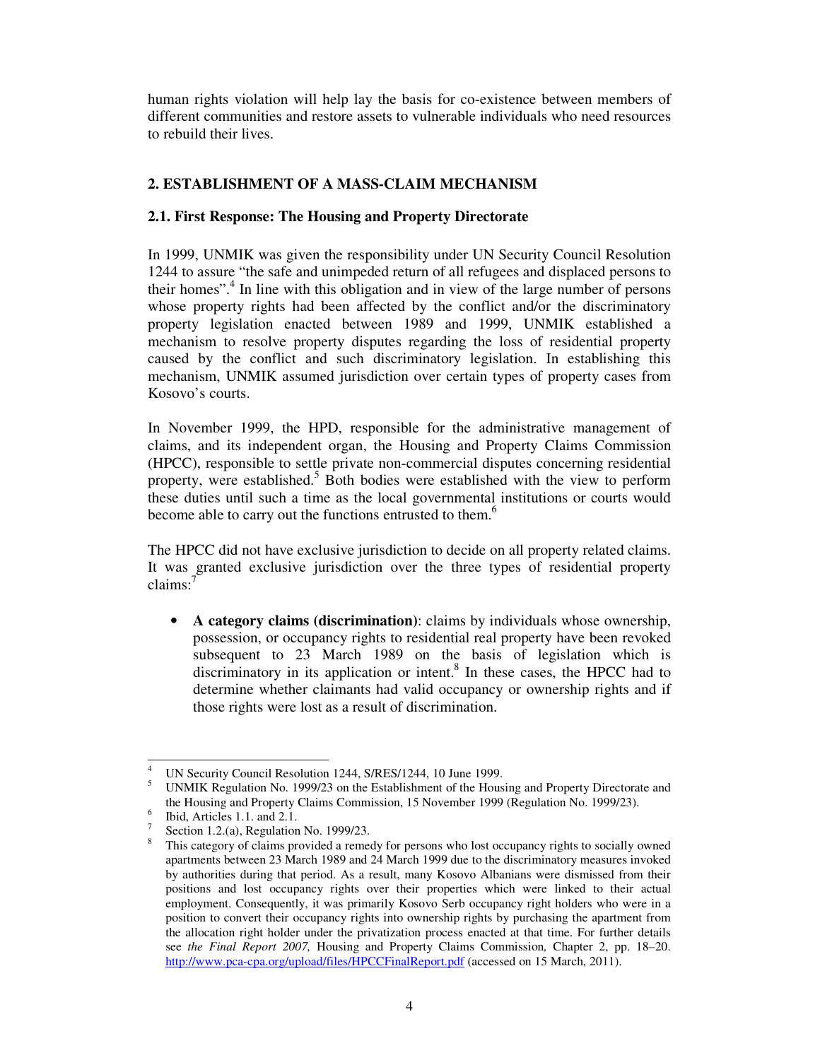human rights violation will help lay the basis for co-existence between members of different communities and restore assets to vulnerable individuals who need resources to rebuild their lives.

## 2. ESTABLISHMENT OF A MASS-CLAIM MECHANISM

### 2.1. First Response: The Housing and Property Directorate

In 1999, UNMIK was given the responsibility under UN Security Council Resolution 1244 to assure "the safe and unimpeded return of all refugees and displaced persons to their homes".[4] In line with this obligation and in view of the large number of persons whose property rights had been affected by the conflict and/or the discriminatory property legislation enacted between 1989 and 1999, UNMIK established a mechanism to resolve property disputes regarding the loss of residential property caused by the conflict and such discriminatory legislation. In establishing this mechanism, UNMIK assumed jurisdiction over certain types of property cases from Kosovo's courts.

In November 1999, the HPD, responsible for the administrative management of claims, and its independent organ, the Housing and Property Claims Commission (HPCC), responsible to settle private non-commercial disputes concerning residential property, were established.[5] Both bodies were established with the view to perform these duties until such a time as the local governmental institutions or courts would become able to carry out the functions entrusted to them.[6]

The HPCC did not have exclusive jurisdiction to decide on all property related claims. It was granted exclusive jurisdiction over the three types of residential property claims:[7]

- **A category claims (discrimination)**: claims by individuals whose ownership, possession, or occupancy rights to residential real property have been revoked subsequent to 23 March 1989 on the basis of legislation which is discriminatory in its application or intent.[8] In these cases, the HPCC had to determine whether claimants had valid occupancy or ownership rights and if those rights were lost as a result of discrimination.

---

[4] UN Security Council Resolution 1244, S/RES/1244, 10 June 1999.

[5] UNMIK Regulation No. 1999/23 on the Establishment of the Housing and Property Directorate and the Housing and Property Claims Commission, 15 November 1999 (Regulation No. 1999/23).

[6] Ibid, Articles 1.1. and 2.1.

[7] Section 1.2.(a), Regulation No. 1999/23.

[8] This category of claims provided a remedy for persons who lost occupancy rights to socially owned apartments between 23 March 1989 and 24 March 1999 due to the discriminatory measures invoked by authorities during that period. As a result, many Kosovo Albanians were dismissed from their positions and lost occupancy rights over their properties which were linked to their actual employment. Consequently, it was primarily Kosovo Serb occupancy right holders who were in a position to convert their occupancy rights into ownership rights by purchasing the apartment from the allocation right holder under the privatization process enacted at that time. For further details see *the Final Report 2007,* Housing and Property Claims Commission*,* Chapter 2, pp. 18–20. http://www.pca-cpa.org/upload/files/HPCCFinalReport.pdf (accessed on 15 March, 2011).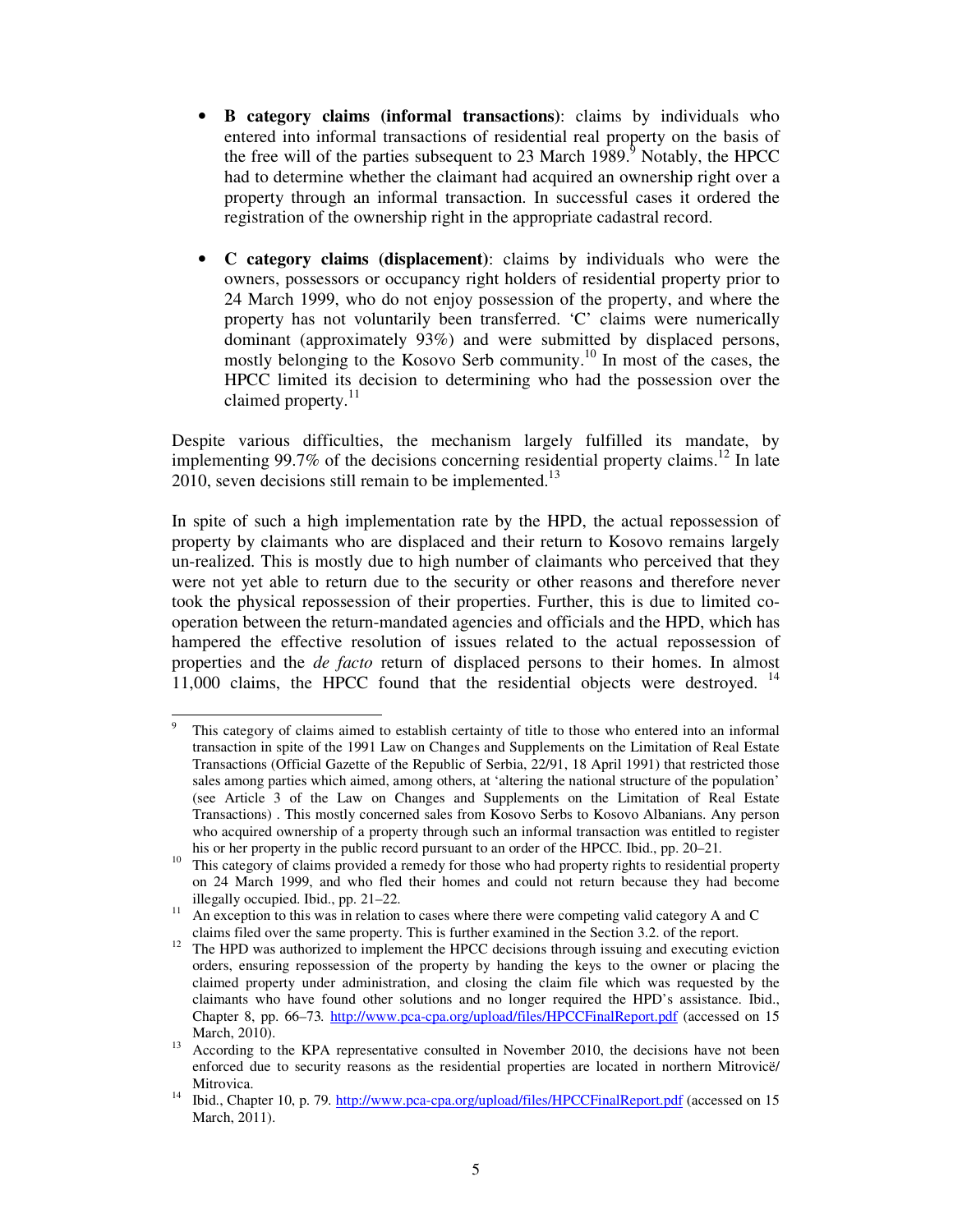- **B category claims (informal transactions)**: claims by individuals who entered into informal transactions of residential real property on the basis of the free will of the parties subsequent to 23 March 1989.[9] Notably, the HPCC had to determine whether the claimant had acquired an ownership right over a property through an informal transaction. In successful cases it ordered the registration of the ownership right in the appropriate cadastral record.

- **C category claims (displacement)**: claims by individuals who were the owners, possessors or occupancy right holders of residential property prior to 24 March 1999, who do not enjoy possession of the property, and where the property has not voluntarily been transferred. 'C' claims were numerically dominant (approximately 93%) and were submitted by displaced persons, mostly belonging to the Kosovo Serb community.[10] In most of the cases, the HPCC limited its decision to determining who had the possession over the claimed property.[11]

Despite various difficulties, the mechanism largely fulfilled its mandate, by implementing 99.7% of the decisions concerning residential property claims.[12] In late 2010, seven decisions still remain to be implemented.[13]

In spite of such a high implementation rate by the HPD, the actual repossession of property by claimants who are displaced and their return to Kosovo remains largely un-realized. This is mostly due to high number of claimants who perceived that they were not yet able to return due to the security or other reasons and therefore never took the physical repossession of their properties. Further, this is due to limited co-operation between the return-mandated agencies and officials and the HPD, which has hampered the effective resolution of issues related to the actual repossession of properties and the *de facto* return of displaced persons to their homes. In almost 11,000 claims, the HPCC found that the residential objects were destroyed.[14]

---

[9] This category of claims aimed to establish certainty of title to those who entered into an informal transaction in spite of the 1991 Law on Changes and Supplements on the Limitation of Real Estate Transactions (Official Gazette of the Republic of Serbia, 22/91, 18 April 1991) that restricted those sales among parties which aimed, among others, at 'altering the national structure of the population' (see Article 3 of the Law on Changes and Supplements on the Limitation of Real Estate Transactions) . This mostly concerned sales from Kosovo Serbs to Kosovo Albanians. Any person who acquired ownership of a property through such an informal transaction was entitled to register his or her property in the public record pursuant to an order of the HPCC. Ibid., pp. 20–21.

[10] This category of claims provided a remedy for those who had property rights to residential property on 24 March 1999, and who fled their homes and could not return because they had become illegally occupied. Ibid., pp. 21–22.

[11] An exception to this was in relation to cases where there were competing valid category A and C claims filed over the same property. This is further examined in the Section 3.2. of the report.

[12] The HPD was authorized to implement the HPCC decisions through issuing and executing eviction orders, ensuring repossession of the property by handing the keys to the owner or placing the claimed property under administration, and closing the claim file which was requested by the claimants who have found other solutions and no longer required the HPD's assistance. Ibid., Chapter 8, pp. 66–73. http://www.pca-cpa.org/upload/files/HPCCFinalReport.pdf (accessed on 15 March, 2010).

[13] According to the KPA representative consulted in November 2010, the decisions have not been enforced due to security reasons as the residential properties are located in northern Mitrovicë/ Mitrovica.

[14] Ibid., Chapter 10, p. 79. http://www.pca-cpa.org/upload/files/HPCCFinalReport.pdf (accessed on 15 March, 2011).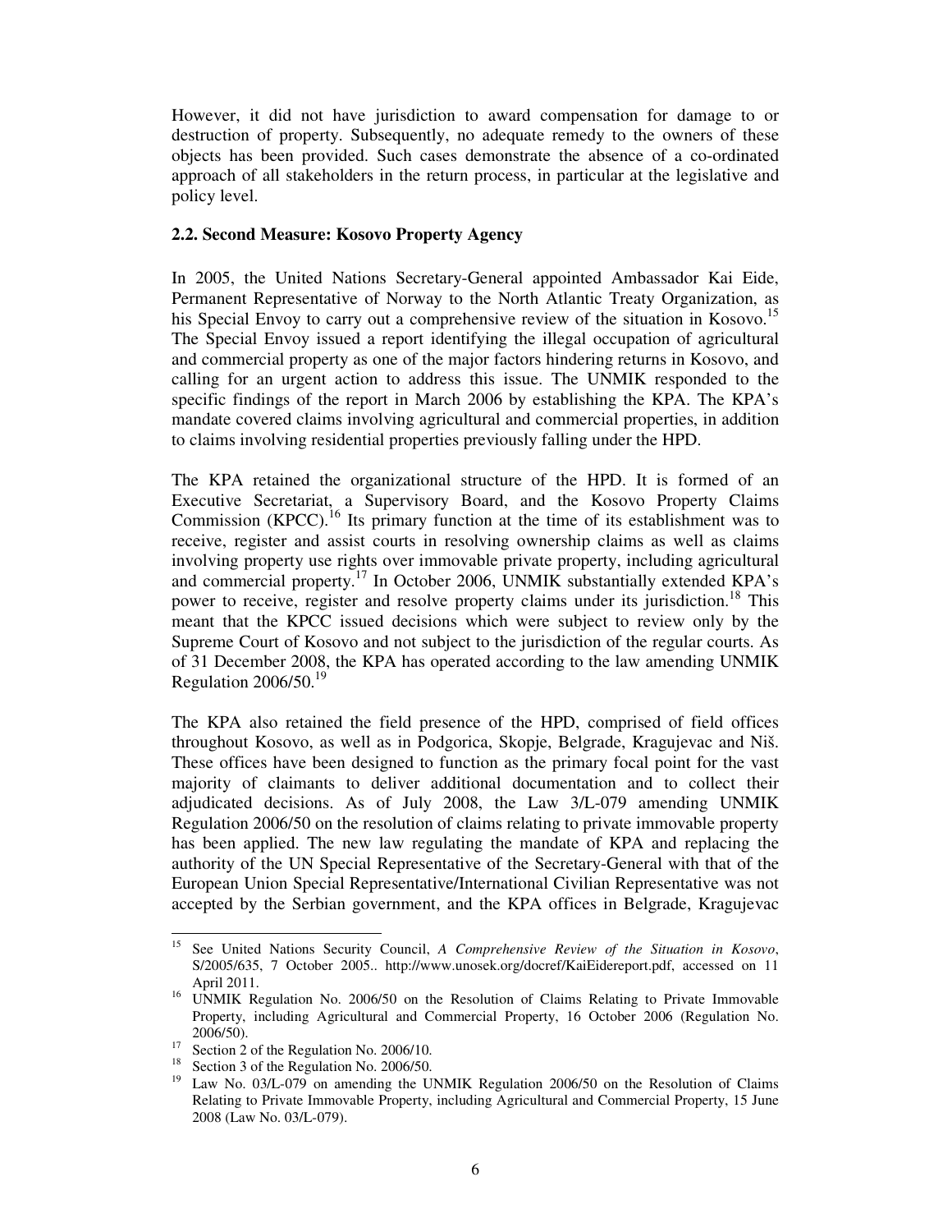However, it did not have jurisdiction to award compensation for damage to or destruction of property. Subsequently, no adequate remedy to the owners of these objects has been provided. Such cases demonstrate the absence of a co-ordinated approach of all stakeholders in the return process, in particular at the legislative and policy level.

### 2.2. Second Measure: Kosovo Property Agency

In 2005, the United Nations Secretary-General appointed Ambassador Kai Eide, Permanent Representative of Norway to the North Atlantic Treaty Organization, as his Special Envoy to carry out a comprehensive review of the situation in Kosovo.[15] The Special Envoy issued a report identifying the illegal occupation of agricultural and commercial property as one of the major factors hindering returns in Kosovo, and calling for an urgent action to address this issue. The UNMIK responded to the specific findings of the report in March 2006 by establishing the KPA. The KPA's mandate covered claims involving agricultural and commercial properties, in addition to claims involving residential properties previously falling under the HPD.

The KPA retained the organizational structure of the HPD. It is formed of an Executive Secretariat, a Supervisory Board, and the Kosovo Property Claims Commission (KPCC).[16] Its primary function at the time of its establishment was to receive, register and assist courts in resolving ownership claims as well as claims involving property use rights over immovable private property, including agricultural and commercial property.[17] In October 2006, UNMIK substantially extended KPA's power to receive, register and resolve property claims under its jurisdiction.[18] This meant that the KPCC issued decisions which were subject to review only by the Supreme Court of Kosovo and not subject to the jurisdiction of the regular courts. As of 31 December 2008, the KPA has operated according to the law amending UNMIK Regulation 2006/50.[19]

The KPA also retained the field presence of the HPD, comprised of field offices throughout Kosovo, as well as in Podgorica, Skopje, Belgrade, Kragujevac and Niš. These offices have been designed to function as the primary focal point for the vast majority of claimants to deliver additional documentation and to collect their adjudicated decisions. As of July 2008, the Law 3/L-079 amending UNMIK Regulation 2006/50 on the resolution of claims relating to private immovable property has been applied. The new law regulating the mandate of KPA and replacing the authority of the UN Special Representative of the Secretary-General with that of the European Union Special Representative/International Civilian Representative was not accepted by the Serbian government, and the KPA offices in Belgrade, Kragujevac

---

[15] See United Nations Security Council, *A Comprehensive Review of the Situation in Kosovo*, S/2005/635, 7 October 2005.. http://www.unosek.org/docref/KaiEidereport.pdf, accessed on 11 April 2011.

[16] UNMIK Regulation No. 2006/50 on the Resolution of Claims Relating to Private Immovable Property, including Agricultural and Commercial Property, 16 October 2006 (Regulation No. 2006/50).

[17] Section 2 of the Regulation No. 2006/10.

[18] Section 3 of the Regulation No. 2006/50.

[19] Law No. 03/L-079 on amending the UNMIK Regulation 2006/50 on the Resolution of Claims Relating to Private Immovable Property, including Agricultural and Commercial Property, 15 June 2008 (Law No. 03/L-079).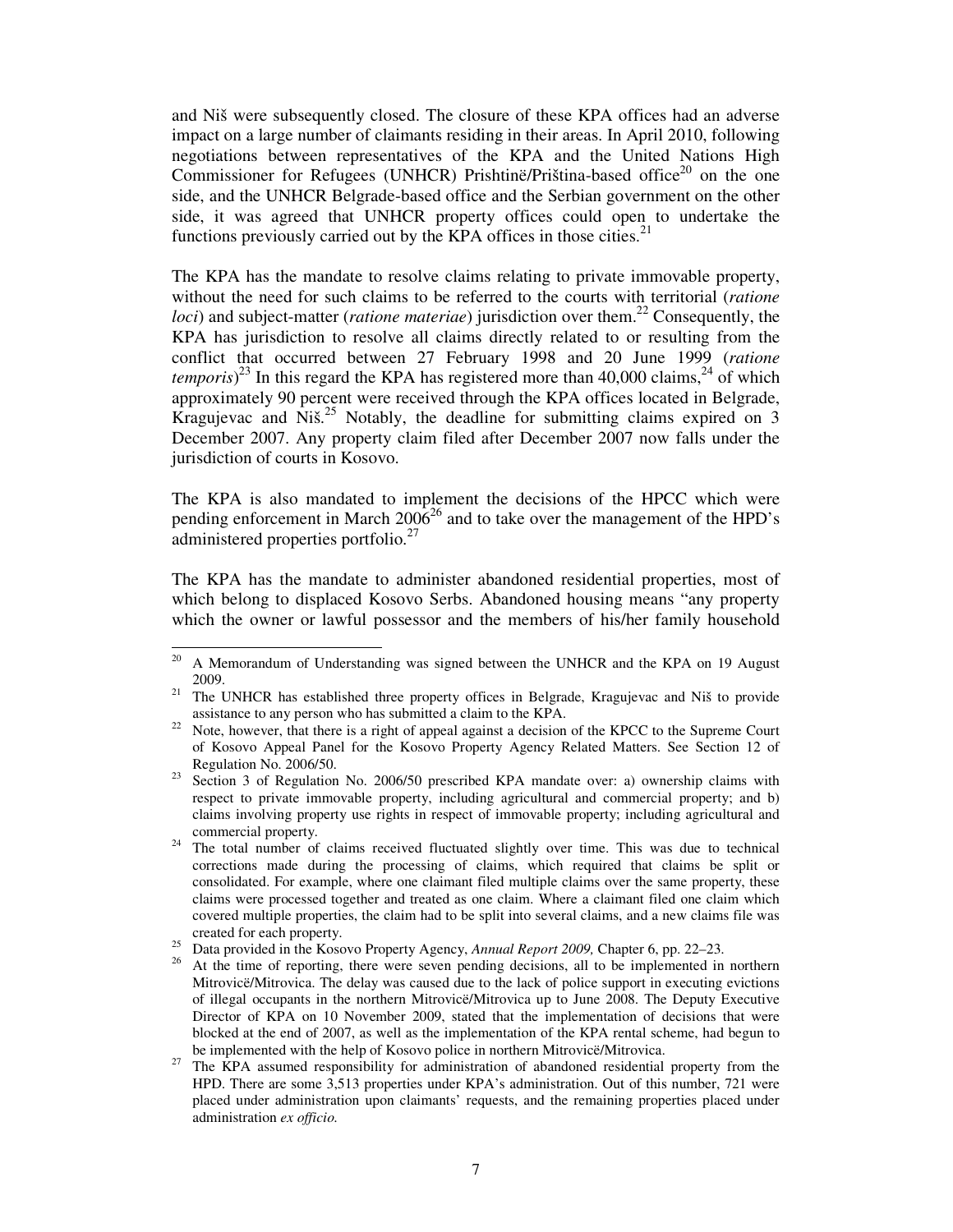and Niš were subsequently closed. The closure of these KPA offices had an adverse impact on a large number of claimants residing in their areas. In April 2010, following negotiations between representatives of the KPA and the United Nations High Commissioner for Refugees (UNHCR) Prishtinë/Priština-based office[20] on the one side, and the UNHCR Belgrade-based office and the Serbian government on the other side, it was agreed that UNHCR property offices could open to undertake the functions previously carried out by the KPA offices in those cities.[21]

The KPA has the mandate to resolve claims relating to private immovable property, without the need for such claims to be referred to the courts with territorial (*ratione loci*) and subject-matter (*ratione materiae*) jurisdiction over them.[22] Consequently, the KPA has jurisdiction to resolve all claims directly related to or resulting from the conflict that occurred between 27 February 1998 and 20 June 1999 (*ratione temporis*)[23] In this regard the KPA has registered more than 40,000 claims,[24] of which approximately 90 percent were received through the KPA offices located in Belgrade, Kragujevac and Niš.[25] Notably, the deadline for submitting claims expired on 3 December 2007. Any property claim filed after December 2007 now falls under the jurisdiction of courts in Kosovo.

The KPA is also mandated to implement the decisions of the HPCC which were pending enforcement in March 2006[26] and to take over the management of the HPD's administered properties portfolio.[27]

The KPA has the mandate to administer abandoned residential properties, most of which belong to displaced Kosovo Serbs. Abandoned housing means "any property which the owner or lawful possessor and the members of his/her family household

---

[20] A Memorandum of Understanding was signed between the UNHCR and the KPA on 19 August 2009.

[21] The UNHCR has established three property offices in Belgrade, Kragujevac and Niš to provide assistance to any person who has submitted a claim to the KPA.

[22] Note, however, that there is a right of appeal against a decision of the KPCC to the Supreme Court of Kosovo Appeal Panel for the Kosovo Property Agency Related Matters. See Section 12 of Regulation No. 2006/50.

[23] Section 3 of Regulation No. 2006/50 prescribed KPA mandate over: a) ownership claims with respect to private immovable property, including agricultural and commercial property; and b) claims involving property use rights in respect of immovable property; including agricultural and commercial property.

[24] The total number of claims received fluctuated slightly over time. This was due to technical corrections made during the processing of claims, which required that claims be split or consolidated. For example, where one claimant filed multiple claims over the same property, these claims were processed together and treated as one claim. Where a claimant filed one claim which covered multiple properties, the claim had to be split into several claims, and a new claims file was created for each property.

[25] Data provided in the Kosovo Property Agency, *Annual Report 2009,* Chapter 6, pp. 22–23.

[26] At the time of reporting, there were seven pending decisions, all to be implemented in northern Mitrovicë/Mitrovica. The delay was caused due to the lack of police support in executing evictions of illegal occupants in the northern Mitrovicë/Mitrovica up to June 2008. The Deputy Executive Director of KPA on 10 November 2009, stated that the implementation of decisions that were blocked at the end of 2007, as well as the implementation of the KPA rental scheme, had begun to be implemented with the help of Kosovo police in northern Mitrovicë/Mitrovica.

[27] The KPA assumed responsibility for administration of abandoned residential property from the HPD. There are some 3,513 properties under KPA's administration. Out of this number, 721 were placed under administration upon claimants' requests, and the remaining properties placed under administration *ex officio.*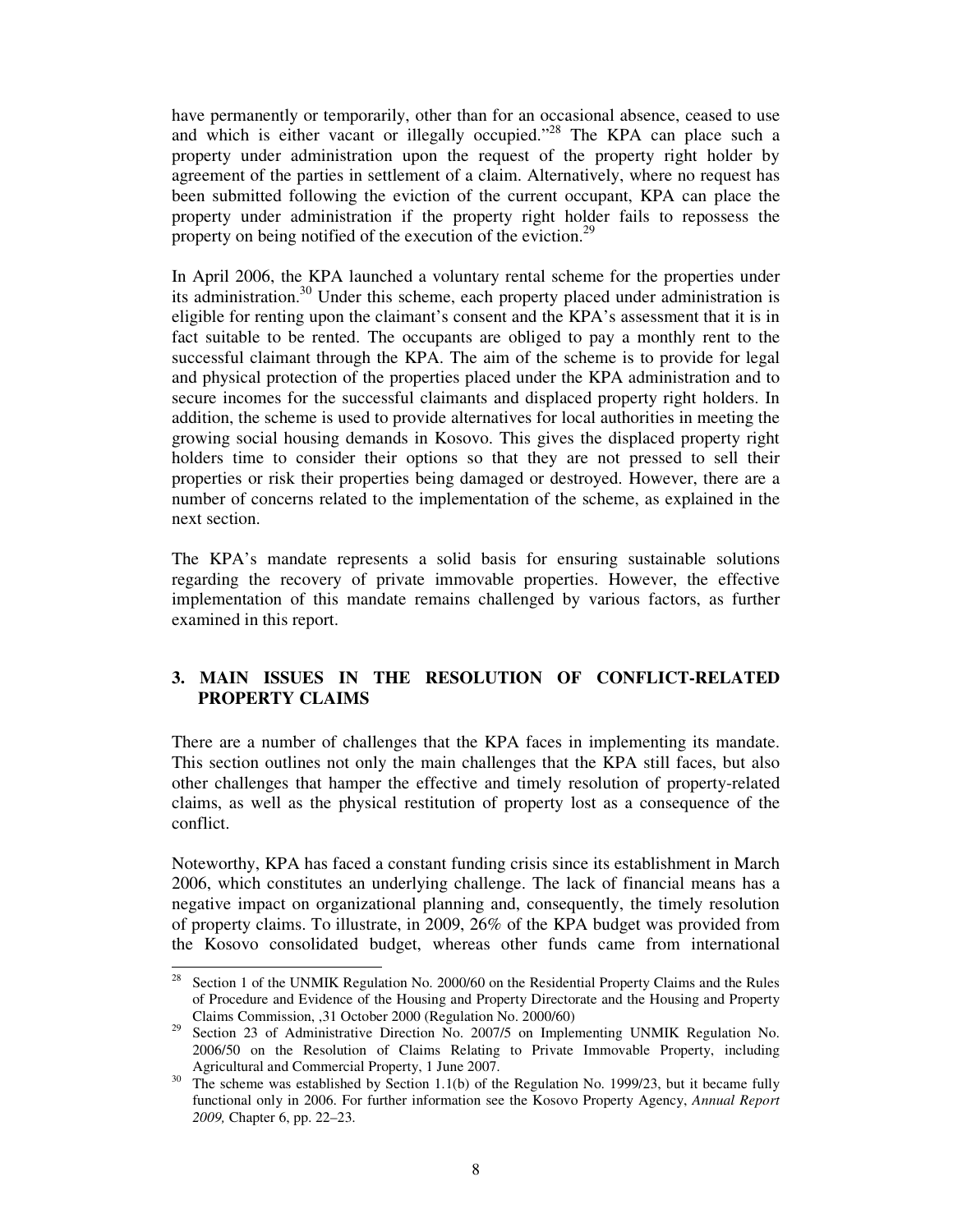have permanently or temporarily, other than for an occasional absence, ceased to use and which is either vacant or illegally occupied."[28] The KPA can place such a property under administration upon the request of the property right holder by agreement of the parties in settlement of a claim. Alternatively, where no request has been submitted following the eviction of the current occupant, KPA can place the property under administration if the property right holder fails to repossess the property on being notified of the execution of the eviction.[29]

In April 2006, the KPA launched a voluntary rental scheme for the properties under its administration.[30] Under this scheme, each property placed under administration is eligible for renting upon the claimant's consent and the KPA's assessment that it is in fact suitable to be rented. The occupants are obliged to pay a monthly rent to the successful claimant through the KPA. The aim of the scheme is to provide for legal and physical protection of the properties placed under the KPA administration and to secure incomes for the successful claimants and displaced property right holders. In addition, the scheme is used to provide alternatives for local authorities in meeting the growing social housing demands in Kosovo. This gives the displaced property right holders time to consider their options so that they are not pressed to sell their properties or risk their properties being damaged or destroyed. However, there are a number of concerns related to the implementation of the scheme, as explained in the next section.

The KPA's mandate represents a solid basis for ensuring sustainable solutions regarding the recovery of private immovable properties. However, the effective implementation of this mandate remains challenged by various factors, as further examined in this report.

## 3. MAIN ISSUES IN THE RESOLUTION OF CONFLICT-RELATED PROPERTY CLAIMS

There are a number of challenges that the KPA faces in implementing its mandate. This section outlines not only the main challenges that the KPA still faces, but also other challenges that hamper the effective and timely resolution of property-related claims, as well as the physical restitution of property lost as a consequence of the conflict.

Noteworthy, KPA has faced a constant funding crisis since its establishment in March 2006, which constitutes an underlying challenge. The lack of financial means has a negative impact on organizational planning and, consequently, the timely resolution of property claims. To illustrate, in 2009, 26% of the KPA budget was provided from the Kosovo consolidated budget, whereas other funds came from international

---

[28] Section 1 of the UNMIK Regulation No. 2000/60 on the Residential Property Claims and the Rules of Procedure and Evidence of the Housing and Property Directorate and the Housing and Property Claims Commission, ,31 October 2000 (Regulation No. 2000/60)

[29] Section 23 of Administrative Direction No. 2007/5 on Implementing UNMIK Regulation No. 2006/50 on the Resolution of Claims Relating to Private Immovable Property, including Agricultural and Commercial Property, 1 June 2007.

[30] The scheme was established by Section 1.1(b) of the Regulation No. 1999/23, but it became fully functional only in 2006. For further information see the Kosovo Property Agency, *Annual Report 2009,* Chapter 6, pp. 22–23.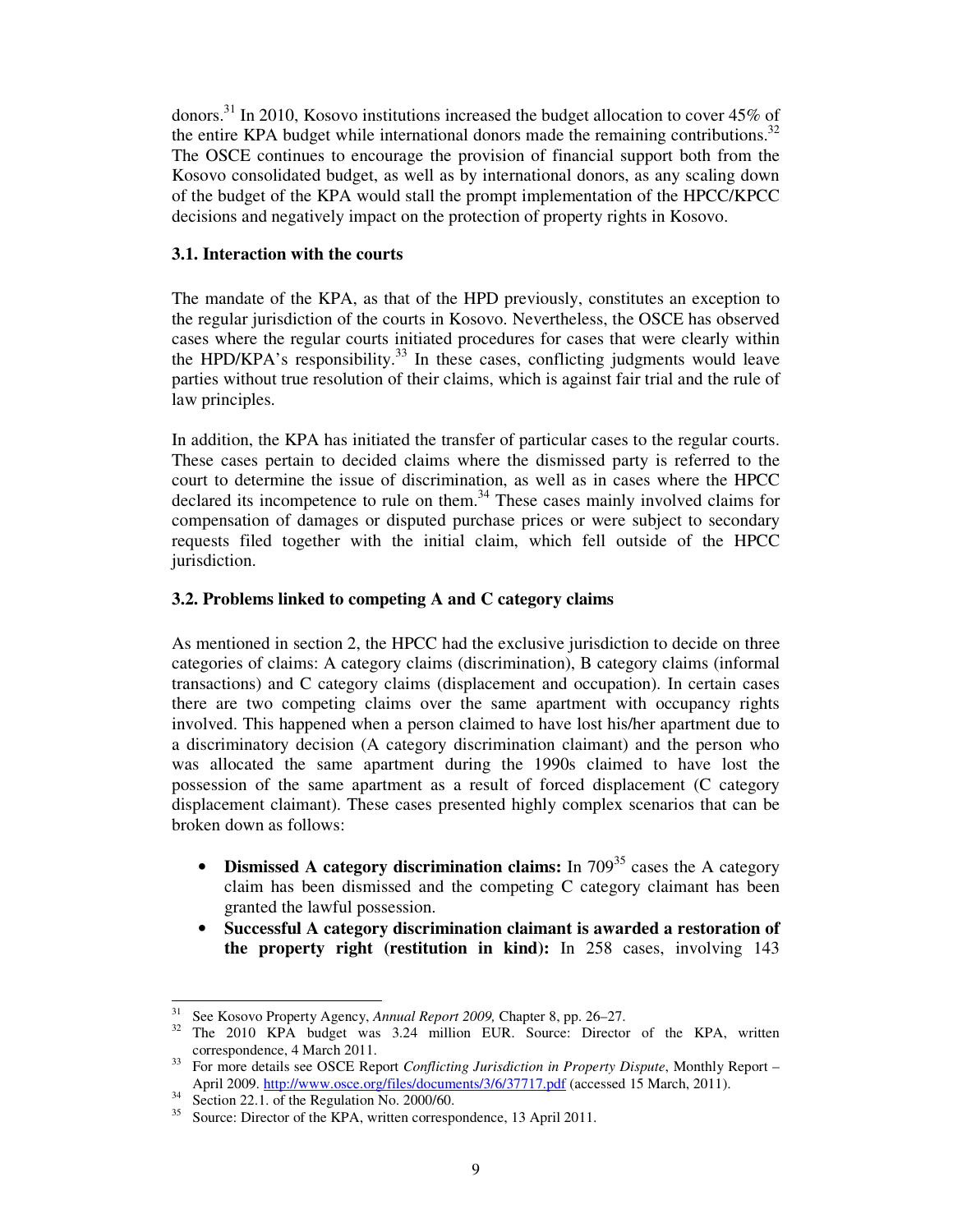donors.[31] In 2010, Kosovo institutions increased the budget allocation to cover 45% of the entire KPA budget while international donors made the remaining contributions.[32] The OSCE continues to encourage the provision of financial support both from the Kosovo consolidated budget, as well as by international donors, as any scaling down of the budget of the KPA would stall the prompt implementation of the HPCC/KPCC decisions and negatively impact on the protection of property rights in Kosovo.

### 3.1. Interaction with the courts

The mandate of the KPA, as that of the HPD previously, constitutes an exception to the regular jurisdiction of the courts in Kosovo. Nevertheless, the OSCE has observed cases where the regular courts initiated procedures for cases that were clearly within the HPD/KPA's responsibility.[33] In these cases, conflicting judgments would leave parties without true resolution of their claims, which is against fair trial and the rule of law principles.

In addition, the KPA has initiated the transfer of particular cases to the regular courts. These cases pertain to decided claims where the dismissed party is referred to the court to determine the issue of discrimination, as well as in cases where the HPCC declared its incompetence to rule on them.[34] These cases mainly involved claims for compensation of damages or disputed purchase prices or were subject to secondary requests filed together with the initial claim, which fell outside of the HPCC jurisdiction.

### 3.2. Problems linked to competing A and C category claims

As mentioned in section 2, the HPCC had the exclusive jurisdiction to decide on three categories of claims: A category claims (discrimination), B category claims (informal transactions) and C category claims (displacement and occupation). In certain cases there are two competing claims over the same apartment with occupancy rights involved. This happened when a person claimed to have lost his/her apartment due to a discriminatory decision (A category discrimination claimant) and the person who was allocated the same apartment during the 1990s claimed to have lost the possession of the same apartment as a result of forced displacement (C category displacement claimant). These cases presented highly complex scenarios that can be broken down as follows:

- **Dismissed A category discrimination claims:** In 709[35] cases the A category claim has been dismissed and the competing C category claimant has been granted the lawful possession.
- **Successful A category discrimination claimant is awarded a restoration of the property right (restitution in kind):** In 258 cases, involving 143

---

[31] See Kosovo Property Agency, *Annual Report 2009,* Chapter 8, pp. 26–27.

[32] The 2010 KPA budget was 3.24 million EUR. Source: Director of the KPA, written correspondence, 4 March 2011.

[33] For more details see OSCE Report *Conflicting Jurisdiction in Property Dispute*, Monthly Report – April 2009. http://www.osce.org/files/documents/3/6/37717.pdf (accessed 15 March, 2011).

[34] Section 22.1. of the Regulation No. 2000/60.

[35] Source: Director of the KPA, written correspondence, 13 April 2011.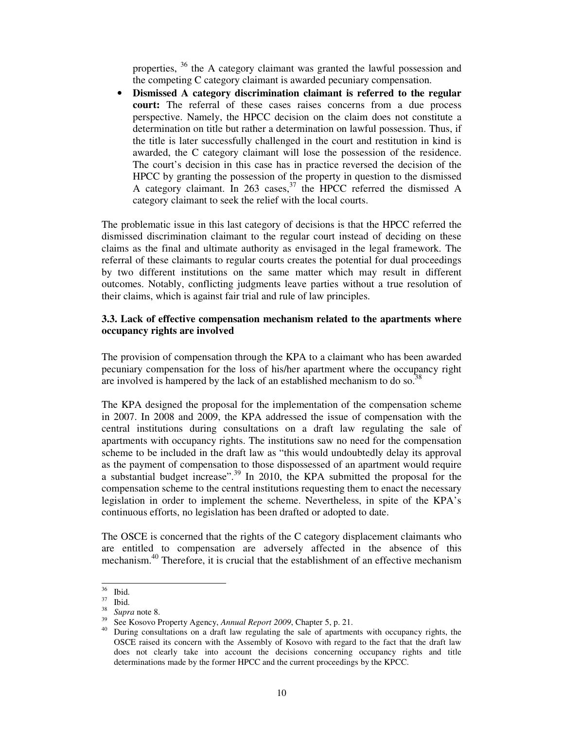properties, [36] the A category claimant was granted the lawful possession and the competing C category claimant is awarded pecuniary compensation.

- **Dismissed A category discrimination claimant is referred to the regular court:** The referral of these cases raises concerns from a due process perspective. Namely, the HPCC decision on the claim does not constitute a determination on title but rather a determination on lawful possession. Thus, if the title is later successfully challenged in the court and restitution in kind is awarded, the C category claimant will lose the possession of the residence. The court's decision in this case has in practice reversed the decision of the HPCC by granting the possession of the property in question to the dismissed A category claimant. In 263 cases,[37] the HPCC referred the dismissed A category claimant to seek the relief with the local courts.

The problematic issue in this last category of decisions is that the HPCC referred the dismissed discrimination claimant to the regular court instead of deciding on these claims as the final and ultimate authority as envisaged in the legal framework. The referral of these claimants to regular courts creates the potential for dual proceedings by two different institutions on the same matter which may result in different outcomes. Notably, conflicting judgments leave parties without a true resolution of their claims, which is against fair trial and rule of law principles.

### 3.3. Lack of effective compensation mechanism related to the apartments where occupancy rights are involved

The provision of compensation through the KPA to a claimant who has been awarded pecuniary compensation for the loss of his/her apartment where the occupancy right are involved is hampered by the lack of an established mechanism to do so.[38]

The KPA designed the proposal for the implementation of the compensation scheme in 2007. In 2008 and 2009, the KPA addressed the issue of compensation with the central institutions during consultations on a draft law regulating the sale of apartments with occupancy rights. The institutions saw no need for the compensation scheme to be included in the draft law as "this would undoubtedly delay its approval as the payment of compensation to those dispossessed of an apartment would require a substantial budget increase".[39] In 2010, the KPA submitted the proposal for the compensation scheme to the central institutions requesting them to enact the necessary legislation in order to implement the scheme. Nevertheless, in spite of the KPA's continuous efforts, no legislation has been drafted or adopted to date.

The OSCE is concerned that the rights of the C category displacement claimants who are entitled to compensation are adversely affected in the absence of this mechanism.[40] Therefore, it is crucial that the establishment of an effective mechanism

---

[36] Ibid.

[37] Ibid.

[38] *Supra* note 8.

[39] See Kosovo Property Agency, *Annual Report 2009*, Chapter 5, p. 21.

[40] During consultations on a draft law regulating the sale of apartments with occupancy rights, the OSCE raised its concern with the Assembly of Kosovo with regard to the fact that the draft law does not clearly take into account the decisions concerning occupancy rights and title determinations made by the former HPCC and the current proceedings by the KPCC.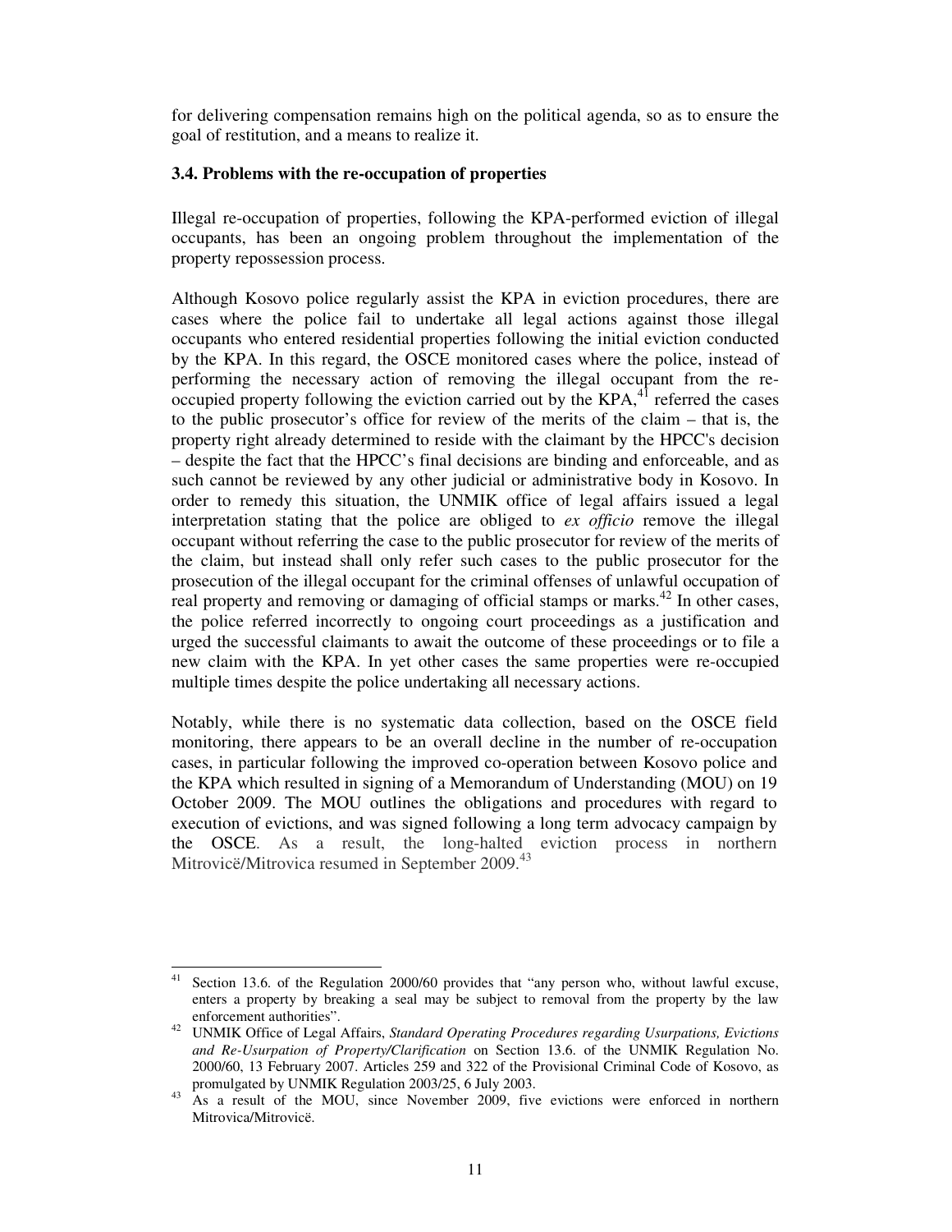for delivering compensation remains high on the political agenda, so as to ensure the goal of restitution, and a means to realize it.

### 3.4. Problems with the re-occupation of properties

Illegal re-occupation of properties, following the KPA-performed eviction of illegal occupants, has been an ongoing problem throughout the implementation of the property repossession process.

Although Kosovo police regularly assist the KPA in eviction procedures, there are cases where the police fail to undertake all legal actions against those illegal occupants who entered residential properties following the initial eviction conducted by the KPA. In this regard, the OSCE monitored cases where the police, instead of performing the necessary action of removing the illegal occupant from the re-occupied property following the eviction carried out by the KPA,[41] referred the cases to the public prosecutor's office for review of the merits of the claim – that is, the property right already determined to reside with the claimant by the HPCC's decision – despite the fact that the HPCC's final decisions are binding and enforceable, and as such cannot be reviewed by any other judicial or administrative body in Kosovo. In order to remedy this situation, the UNMIK office of legal affairs issued a legal interpretation stating that the police are obliged to *ex officio* remove the illegal occupant without referring the case to the public prosecutor for review of the merits of the claim, but instead shall only refer such cases to the public prosecutor for the prosecution of the illegal occupant for the criminal offenses of unlawful occupation of real property and removing or damaging of official stamps or marks.[42] In other cases, the police referred incorrectly to ongoing court proceedings as a justification and urged the successful claimants to await the outcome of these proceedings or to file a new claim with the KPA. In yet other cases the same properties were re-occupied multiple times despite the police undertaking all necessary actions.

Notably, while there is no systematic data collection, based on the OSCE field monitoring, there appears to be an overall decline in the number of re-occupation cases, in particular following the improved co-operation between Kosovo police and the KPA which resulted in signing of a Memorandum of Understanding (MOU) on 19 October 2009. The MOU outlines the obligations and procedures with regard to execution of evictions, and was signed following a long term advocacy campaign by the OSCE. As a result, the long-halted eviction process in northern Mitrovicë/Mitrovica resumed in September 2009.[43]

---

[41] Section 13.6. of the Regulation 2000/60 provides that "any person who, without lawful excuse, enters a property by breaking a seal may be subject to removal from the property by the law enforcement authorities".

[42] UNMIK Office of Legal Affairs, *Standard Operating Procedures regarding Usurpations, Evictions and Re-Usurpation of Property/Clarification* on Section 13.6. of the UNMIK Regulation No. 2000/60, 13 February 2007. Articles 259 and 322 of the Provisional Criminal Code of Kosovo, as promulgated by UNMIK Regulation 2003/25, 6 July 2003.

[43] As a result of the MOU, since November 2009, five evictions were enforced in northern Mitrovica/Mitrovicë.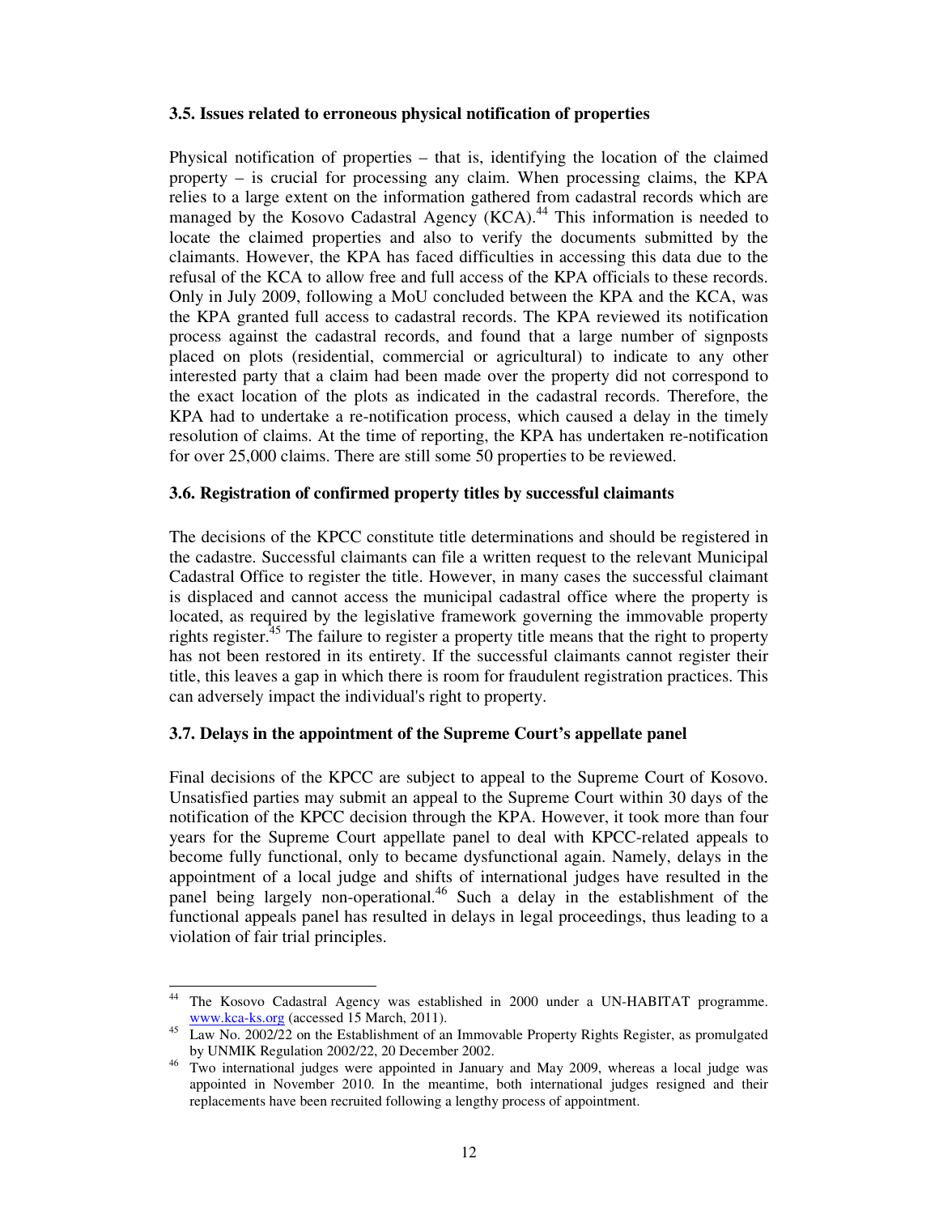### 3.5. Issues related to erroneous physical notification of properties

Physical notification of properties – that is, identifying the location of the claimed property – is crucial for processing any claim. When processing claims, the KPA relies to a large extent on the information gathered from cadastral records which are managed by the Kosovo Cadastral Agency (KCA).[44] This information is needed to locate the claimed properties and also to verify the documents submitted by the claimants. However, the KPA has faced difficulties in accessing this data due to the refusal of the KCA to allow free and full access of the KPA officials to these records. Only in July 2009, following a MoU concluded between the KPA and the KCA, was the KPA granted full access to cadastral records. The KPA reviewed its notification process against the cadastral records, and found that a large number of signposts placed on plots (residential, commercial or agricultural) to indicate to any other interested party that a claim had been made over the property did not correspond to the exact location of the plots as indicated in the cadastral records. Therefore, the KPA had to undertake a re-notification process, which caused a delay in the timely resolution of claims. At the time of reporting, the KPA has undertaken re-notification for over 25,000 claims. There are still some 50 properties to be reviewed.

### 3.6. Registration of confirmed property titles by successful claimants

The decisions of the KPCC constitute title determinations and should be registered in the cadastre. Successful claimants can file a written request to the relevant Municipal Cadastral Office to register the title. However, in many cases the successful claimant is displaced and cannot access the municipal cadastral office where the property is located, as required by the legislative framework governing the immovable property rights register.[45] The failure to register a property title means that the right to property has not been restored in its entirety. If the successful claimants cannot register their title, this leaves a gap in which there is room for fraudulent registration practices. This can adversely impact the individual's right to property.

### 3.7. Delays in the appointment of the Supreme Court's appellate panel

Final decisions of the KPCC are subject to appeal to the Supreme Court of Kosovo. Unsatisfied parties may submit an appeal to the Supreme Court within 30 days of the notification of the KPCC decision through the KPA. However, it took more than four years for the Supreme Court appellate panel to deal with KPCC-related appeals to become fully functional, only to became dysfunctional again. Namely, delays in the appointment of a local judge and shifts of international judges have resulted in the panel being largely non-operational.[46] Such a delay in the establishment of the functional appeals panel has resulted in delays in legal proceedings, thus leading to a violation of fair trial principles.

---

[44] The Kosovo Cadastral Agency was established in 2000 under a UN-HABITAT programme. www.kca-ks.org (accessed 15 March, 2011).

[45] Law No. 2002/22 on the Establishment of an Immovable Property Rights Register, as promulgated by UNMIK Regulation 2002/22, 20 December 2002.

[46] Two international judges were appointed in January and May 2009, whereas a local judge was appointed in November 2010. In the meantime, both international judges resigned and their replacements have been recruited following a lengthy process of appointment.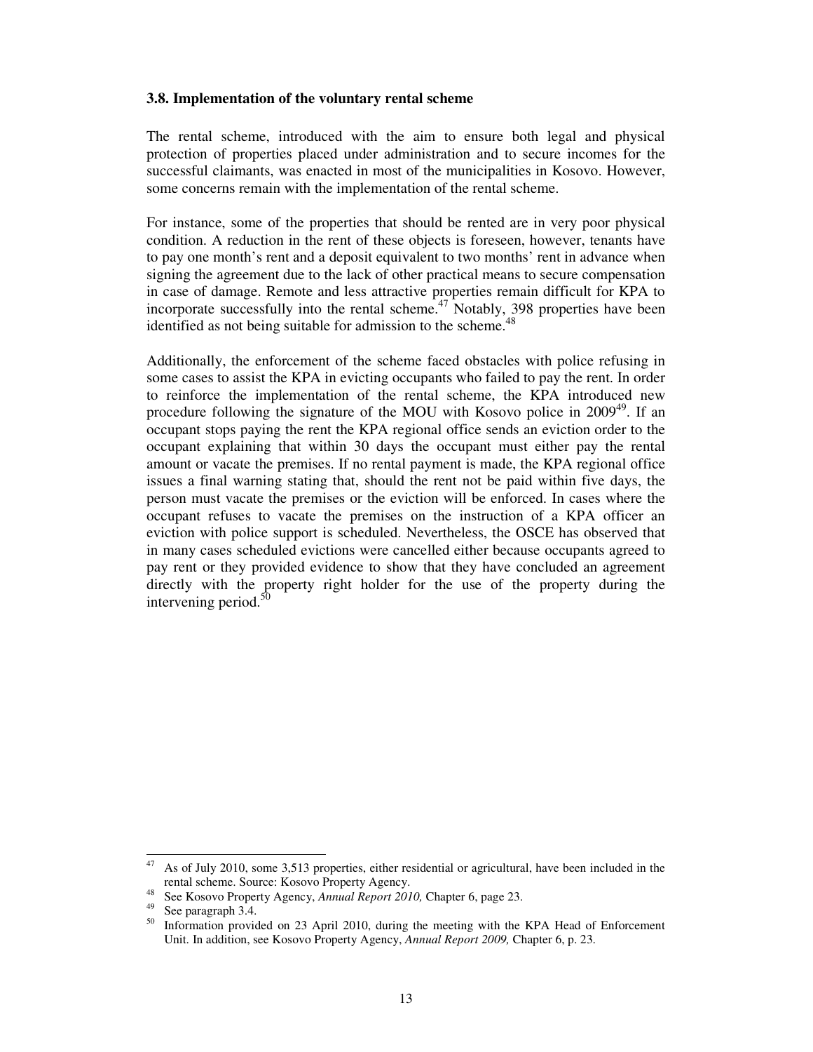### 3.8. Implementation of the voluntary rental scheme

The rental scheme, introduced with the aim to ensure both legal and physical protection of properties placed under administration and to secure incomes for the successful claimants, was enacted in most of the municipalities in Kosovo. However, some concerns remain with the implementation of the rental scheme.

For instance, some of the properties that should be rented are in very poor physical condition. A reduction in the rent of these objects is foreseen, however, tenants have to pay one month's rent and a deposit equivalent to two months' rent in advance when signing the agreement due to the lack of other practical means to secure compensation in case of damage. Remote and less attractive properties remain difficult for KPA to incorporate successfully into the rental scheme.[47] Notably, 398 properties have been identified as not being suitable for admission to the scheme.[48]

Additionally, the enforcement of the scheme faced obstacles with police refusing in some cases to assist the KPA in evicting occupants who failed to pay the rent. In order to reinforce the implementation of the rental scheme, the KPA introduced new procedure following the signature of the MOU with Kosovo police in 2009[49]. If an occupant stops paying the rent the KPA regional office sends an eviction order to the occupant explaining that within 30 days the occupant must either pay the rental amount or vacate the premises. If no rental payment is made, the KPA regional office issues a final warning stating that, should the rent not be paid within five days, the person must vacate the premises or the eviction will be enforced. In cases where the occupant refuses to vacate the premises on the instruction of a KPA officer an eviction with police support is scheduled. Nevertheless, the OSCE has observed that in many cases scheduled evictions were cancelled either because occupants agreed to pay rent or they provided evidence to show that they have concluded an agreement directly with the property right holder for the use of the property during the intervening period.[50]

---

[47] As of July 2010, some 3,513 properties, either residential or agricultural, have been included in the rental scheme. Source: Kosovo Property Agency.

[48] See Kosovo Property Agency, *Annual Report 2010,* Chapter 6, page 23.

[49] See paragraph 3.4.

[50] Information provided on 23 April 2010, during the meeting with the KPA Head of Enforcement Unit. In addition, see Kosovo Property Agency, *Annual Report 2009,* Chapter 6, p. 23.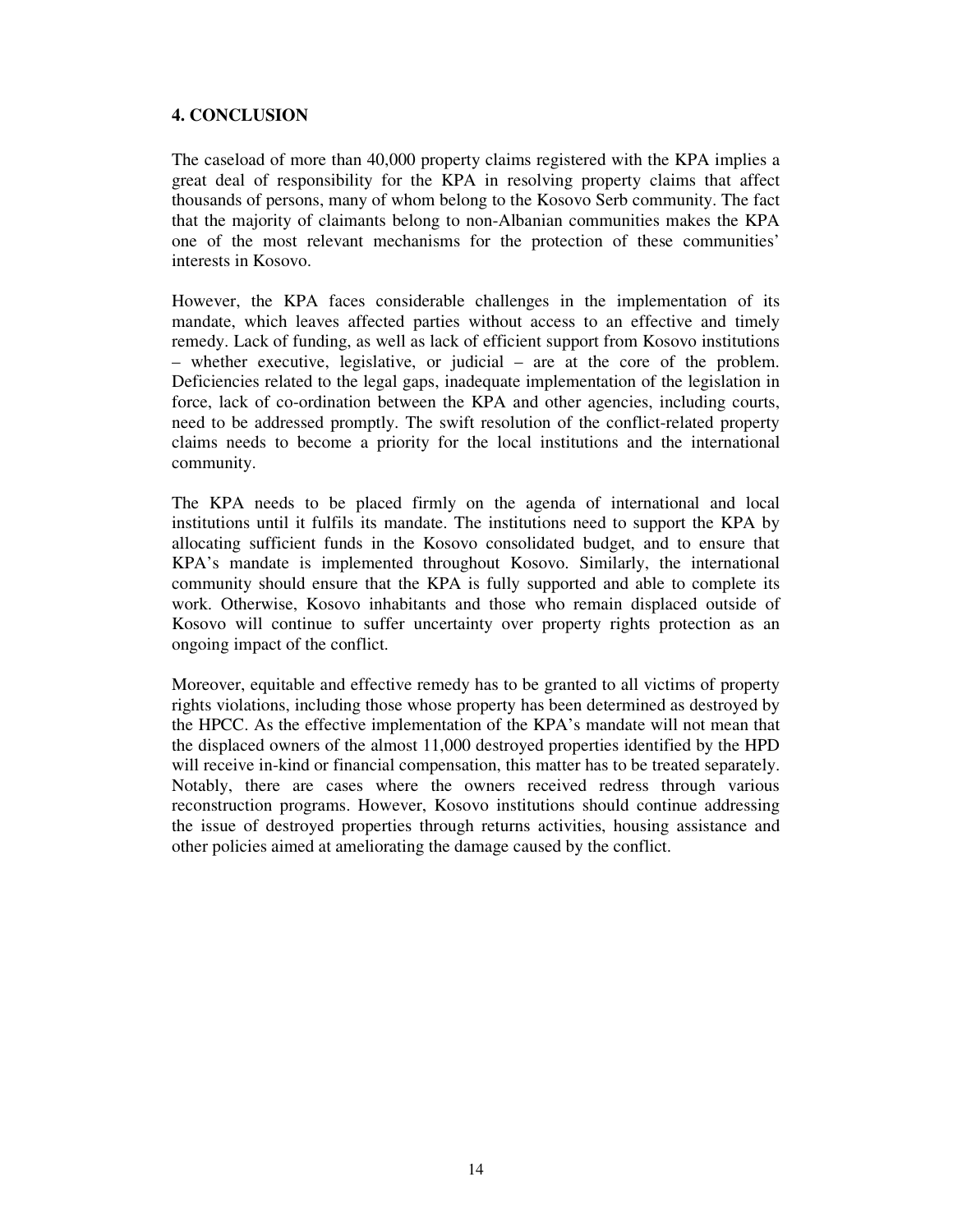## 4. CONCLUSION

The caseload of more than 40,000 property claims registered with the KPA implies a great deal of responsibility for the KPA in resolving property claims that affect thousands of persons, many of whom belong to the Kosovo Serb community. The fact that the majority of claimants belong to non-Albanian communities makes the KPA one of the most relevant mechanisms for the protection of these communities' interests in Kosovo.

However, the KPA faces considerable challenges in the implementation of its mandate, which leaves affected parties without access to an effective and timely remedy. Lack of funding, as well as lack of efficient support from Kosovo institutions – whether executive, legislative, or judicial – are at the core of the problem. Deficiencies related to the legal gaps, inadequate implementation of the legislation in force, lack of co-ordination between the KPA and other agencies, including courts, need to be addressed promptly. The swift resolution of the conflict-related property claims needs to become a priority for the local institutions and the international community.

The KPA needs to be placed firmly on the agenda of international and local institutions until it fulfils its mandate. The institutions need to support the KPA by allocating sufficient funds in the Kosovo consolidated budget, and to ensure that KPA's mandate is implemented throughout Kosovo. Similarly, the international community should ensure that the KPA is fully supported and able to complete its work. Otherwise, Kosovo inhabitants and those who remain displaced outside of Kosovo will continue to suffer uncertainty over property rights protection as an ongoing impact of the conflict.

Moreover, equitable and effective remedy has to be granted to all victims of property rights violations, including those whose property has been determined as destroyed by the HPCC. As the effective implementation of the KPA's mandate will not mean that the displaced owners of the almost 11,000 destroyed properties identified by the HPD will receive in-kind or financial compensation, this matter has to be treated separately. Notably, there are cases where the owners received redress through various reconstruction programs. However, Kosovo institutions should continue addressing the issue of destroyed properties through returns activities, housing assistance and other policies aimed at ameliorating the damage caused by the conflict.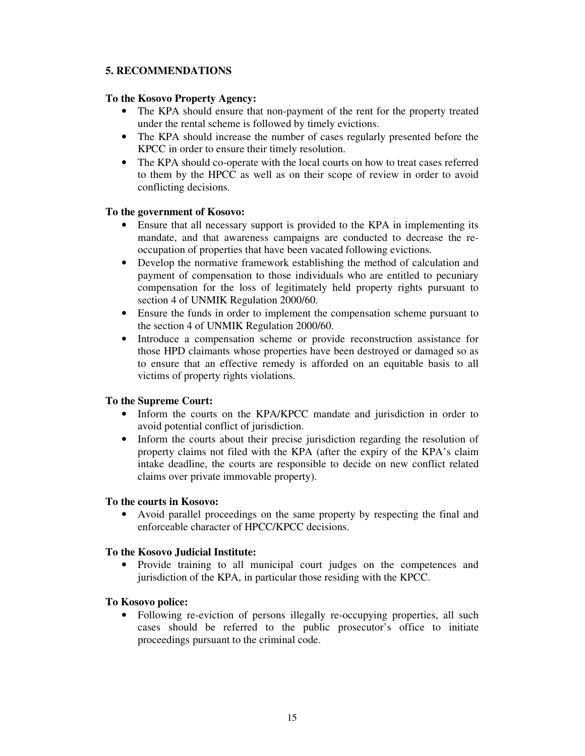## 5. RECOMMENDATIONS

**To the Kosovo Property Agency:**

- The KPA should ensure that non-payment of the rent for the property treated under the rental scheme is followed by timely evictions.
- The KPA should increase the number of cases regularly presented before the KPCC in order to ensure their timely resolution.
- The KPA should co-operate with the local courts on how to treat cases referred to them by the HPCC as well as on their scope of review in order to avoid conflicting decisions.

**To the government of Kosovo:**

- Ensure that all necessary support is provided to the KPA in implementing its mandate, and that awareness campaigns are conducted to decrease the re-occupation of properties that have been vacated following evictions.
- Develop the normative framework establishing the method of calculation and payment of compensation to those individuals who are entitled to pecuniary compensation for the loss of legitimately held property rights pursuant to section 4 of UNMIK Regulation 2000/60.
- Ensure the funds in order to implement the compensation scheme pursuant to the section 4 of UNMIK Regulation 2000/60.
- Introduce a compensation scheme or provide reconstruction assistance for those HPD claimants whose properties have been destroyed or damaged so as to ensure that an effective remedy is afforded on an equitable basis to all victims of property rights violations.

**To the Supreme Court:**

- Inform the courts on the KPA/KPCC mandate and jurisdiction in order to avoid potential conflict of jurisdiction.
- Inform the courts about their precise jurisdiction regarding the resolution of property claims not filed with the KPA (after the expiry of the KPA's claim intake deadline, the courts are responsible to decide on new conflict related claims over private immovable property).

**To the courts in Kosovo:**

- Avoid parallel proceedings on the same property by respecting the final and enforceable character of HPCC/KPCC decisions.

**To the Kosovo Judicial Institute:**

- Provide training to all municipal court judges on the competences and jurisdiction of the KPA, in particular those residing with the KPCC.

**To Kosovo police:**

- Following re-eviction of persons illegally re-occupying properties, all such cases should be referred to the public prosecutor's office to initiate proceedings pursuant to the criminal code.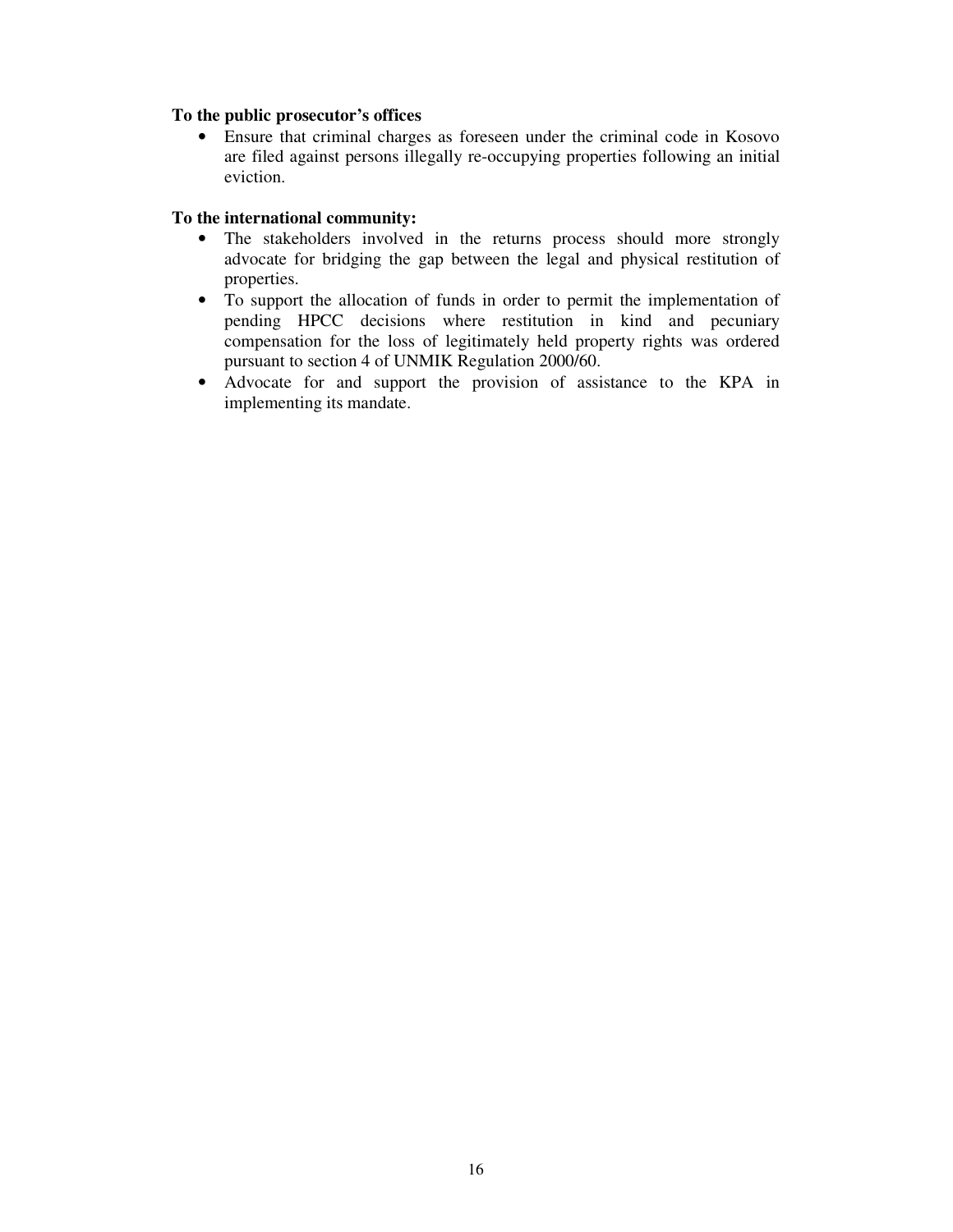**To the public prosecutor's offices**

- Ensure that criminal charges as foreseen under the criminal code in Kosovo are filed against persons illegally re-occupying properties following an initial eviction.

**To the international community:**

- The stakeholders involved in the returns process should more strongly advocate for bridging the gap between the legal and physical restitution of properties.
- To support the allocation of funds in order to permit the implementation of pending HPCC decisions where restitution in kind and pecuniary compensation for the loss of legitimately held property rights was ordered pursuant to section 4 of UNMIK Regulation 2000/60.
- Advocate for and support the provision of assistance to the KPA in implementing its mandate.